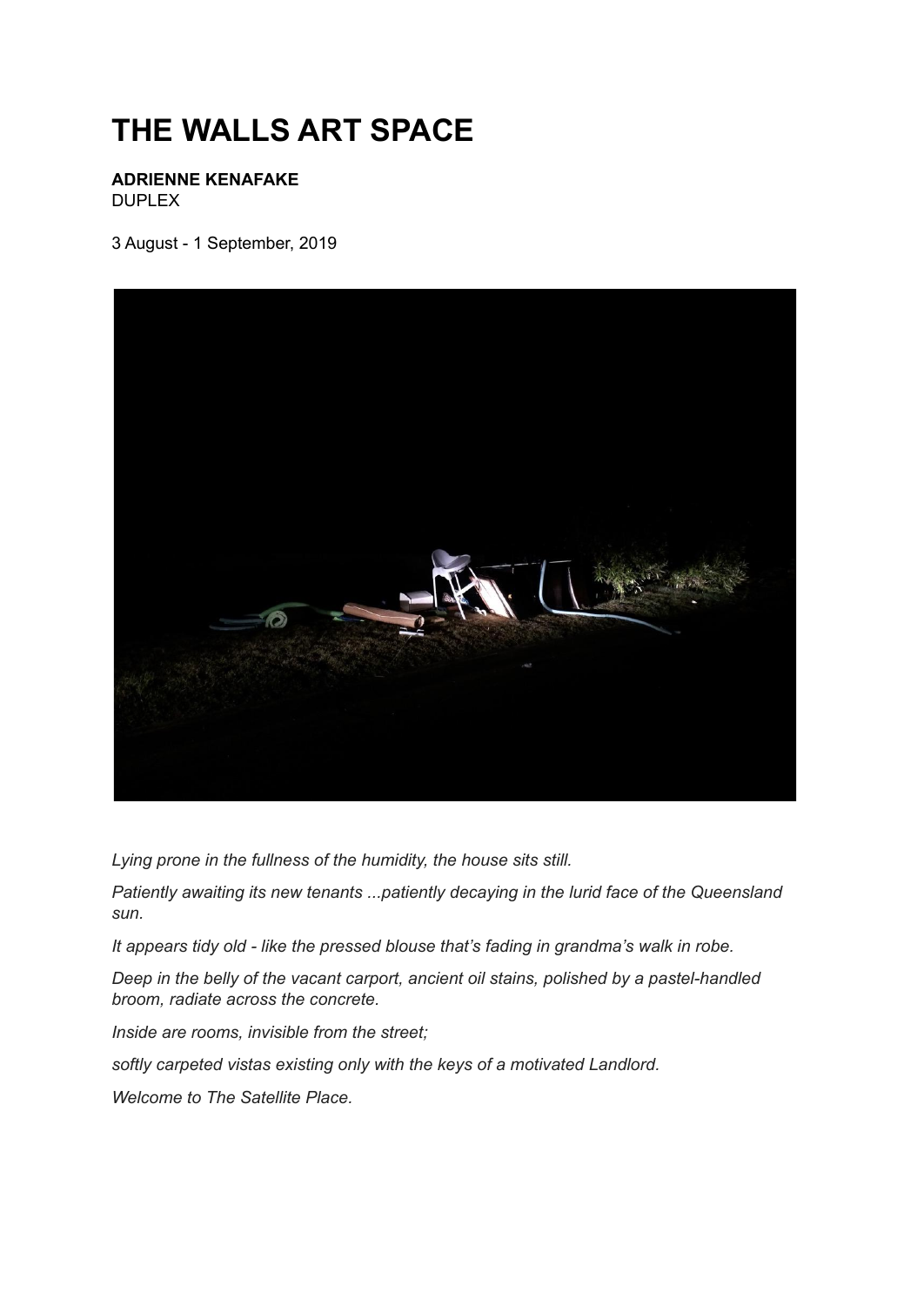# THE WALLS ART SPACE

**ADRIENNE KENAFAKE**
DUPLEX

3 August - 1 September, 2019

*Lying prone in the fullness of the humidity, the house sits still.*

*Patiently awaiting its new tenants ...patiently decaying in the lurid face of the Queensland sun.*

*It appears tidy old - like the pressed blouse that's fading in grandma's walk in robe.*

*Deep in the belly of the vacant carport, ancient oil stains, polished by a pastel-handled broom, radiate across the concrete.*

*Inside are rooms, invisible from the street;*

*softly carpeted vistas existing only with the keys of a motivated Landlord.*

*Welcome to The Satellite Place.*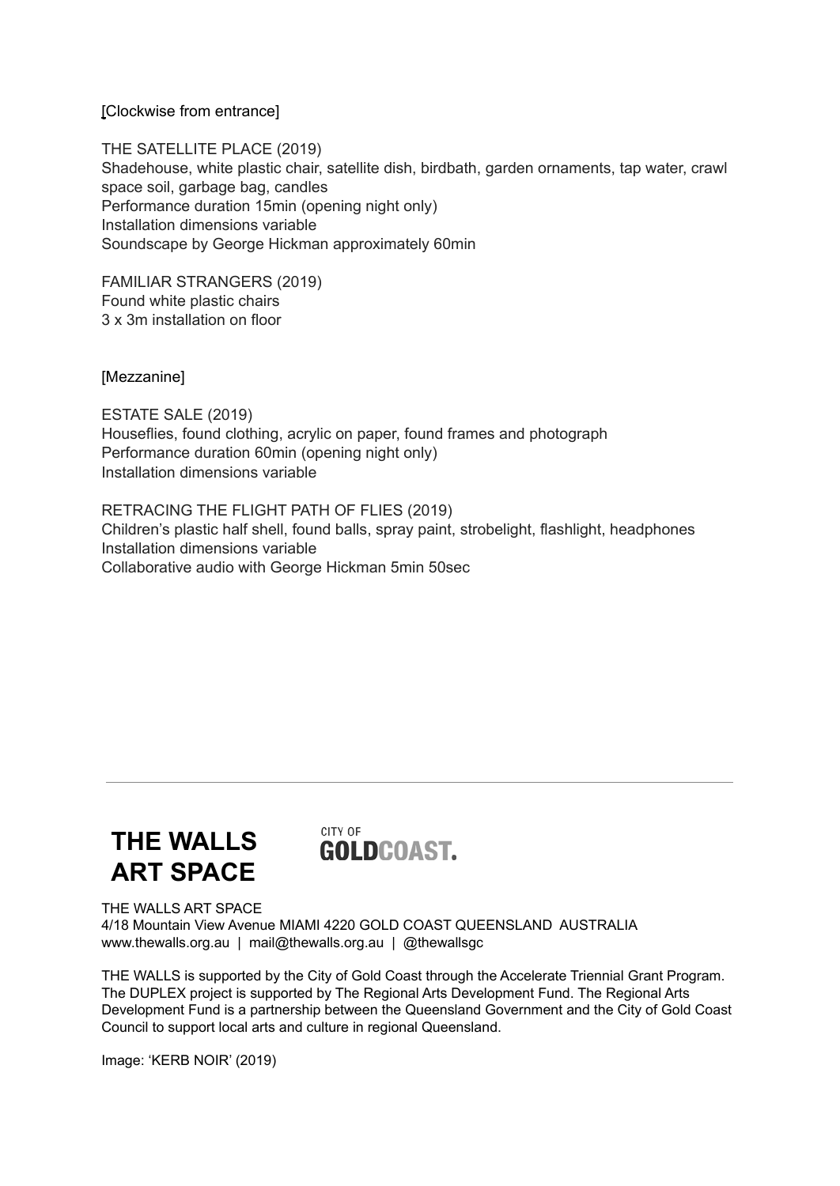[Clockwise from entrance]

THE SATELLITE PLACE (2019)
Shadehouse, white plastic chair, satellite dish, birdbath, garden ornaments, tap water, crawl space soil, garbage bag, candles
Performance duration 15min (opening night only)
Installation dimensions variable
Soundscape by George Hickman approximately 60min

FAMILIAR STRANGERS (2019)
Found white plastic chairs
3 x 3m installation on floor

[Mezzanine]

ESTATE SALE (2019)
Houseflies, found clothing, acrylic on paper, found frames and photograph
Performance duration 60min (opening night only)
Installation dimensions variable

RETRACING THE FLIGHT PATH OF FLIES (2019)
Children's plastic half shell, found balls, spray paint, strobelight, flashlight, headphones
Installation dimensions variable
Collaborative audio with George Hickman 5min 50sec

---

**THE WALLS ART SPACE**

CITY OF GOLDCOAST.

THE WALLS ART SPACE
4/18 Mountain View Avenue MIAMI 4220 GOLD COAST QUEENSLAND AUSTRALIA
www.thewalls.org.au | mail@thewalls.org.au | @thewallsgc

THE WALLS is supported by the City of Gold Coast through the Accelerate Triennial Grant Program. The DUPLEX project is supported by The Regional Arts Development Fund. The Regional Arts Development Fund is a partnership between the Queensland Government and the City of Gold Coast Council to support local arts and culture in regional Queensland.

Image: 'KERB NOIR' (2019)